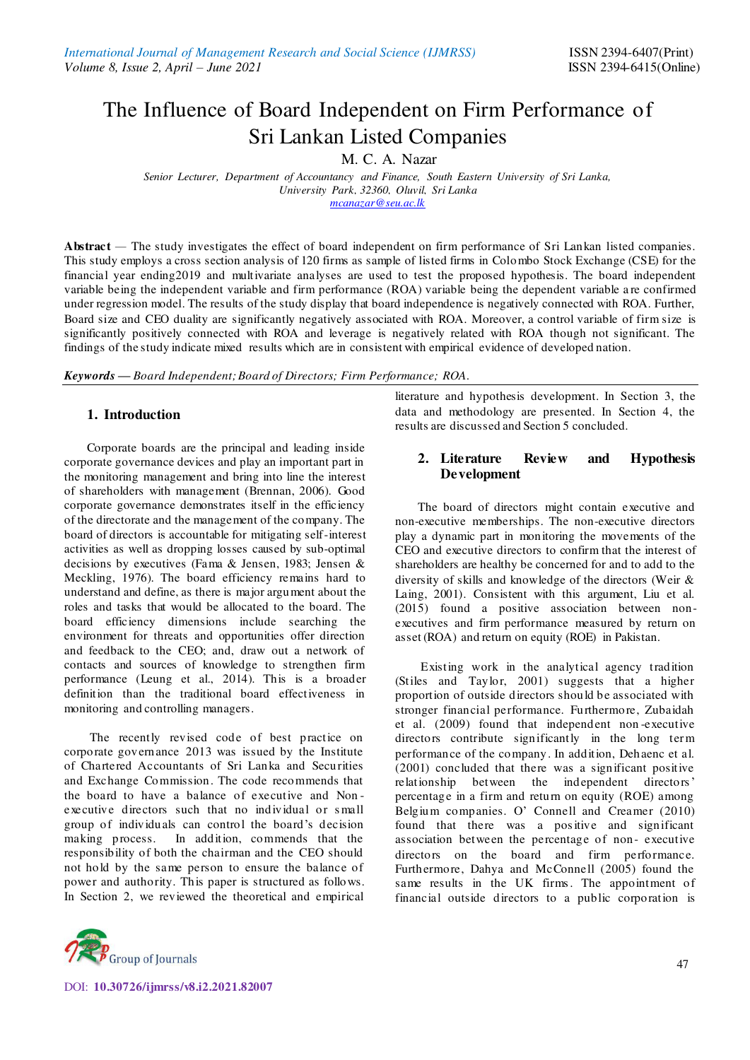# The Influence of Board Independent on Firm Performance of Sri Lankan Listed Companies

M. C. A. Nazar

*Senior Lecturer, Department of Accountancy and Finance, South Eastern University of Sri Lanka, University Park, 32360, Oluvil, Sri Lanka*
mcanazar@seu.ac.lk

**Abstract** — The study investigates the effect of board independent on firm performance of Sri Lankan listed companies. This study employs a cross section analysis of 120 firms as sample of listed firms in Colombo Stock Exchange (CSE) for the financial year ending2019 and multivariate analyses are used to test the proposed hypothesis. The board independent variable being the independent variable and firm performance (ROA) variable being the dependent variable are confirmed under regression model. The results of the study display that board independence is negatively connected with ROA. Further, Board size and CEO duality are significantly negatively associated with ROA. Moreover, a control variable of firm size is significantly positively connected with ROA and leverage is negatively related with ROA though not significant. The findings of the study indicate mixed results which are in consistent with empirical evidence of developed nation.

***Keywords* — *Board Independent; Board of Directors; Firm Performance; ROA.***

## 1. Introduction

Corporate boards are the principal and leading inside corporate governance devices and play an important part in the monitoring management and bring into line the interest of shareholders with management (Brennan, 2006). Good corporate governance demonstrates itself in the efficiency of the directorate and the management of the company. The board of directors is accountable for mitigating self-interest activities as well as dropping losses caused by sub-optimal decisions by executives (Fama & Jensen, 1983; Jensen & Meckling, 1976). The board efficiency remains hard to understand and define, as there is major argument about the roles and tasks that would be allocated to the board. The board efficiency dimensions include searching the environment for threats and opportunities offer direction and feedback to the CEO; and, draw out a network of contacts and sources of knowledge to strengthen firm performance (Leung et al., 2014). This is a broader definition than the traditional board effectiveness in monitoring and controlling managers.

The recently revised code of best practice on corporate governance 2013 was issued by the Institute of Chartered Accountants of Sri Lanka and Securities and Exchange Commission. The code recommends that the board to have a balance of executive and Non-executive directors such that no individual or small group of individuals can control the board's decision making process. In addition, commends that the responsibility of both the chairman and the CEO should not hold by the same person to ensure the balance of power and authority. This paper is structured as follows. In Section 2, we reviewed the theoretical and empirical literature and hypothesis development. In Section 3, the data and methodology are presented. In Section 4, the results are discussed and Section 5 concluded.

## 2. Literature Review and Hypothesis Development

The board of directors might contain executive and non-executive memberships. The non-executive directors play a dynamic part in monitoring the movements of the CEO and executive directors to confirm that the interest of shareholders are healthy be concerned for and to add to the diversity of skills and knowledge of the directors (Weir & Laing, 2001). Consistent with this argument, Liu et al. (2015) found a positive association between non-executives and firm performance measured by return on asset (ROA) and return on equity (ROE) in Pakistan.

Existing work in the analytical agency tradition (Stiles and Taylor, 2001) suggests that a higher proportion of outside directors should be associated with stronger financial performance. Furthermore, Zubaidah et al. (2009) found that independent non-executive directors contribute significantly in the long term performance of the company. In addition, Dehaenc et al. (2001) concluded that there was a significant positive relationship between the independent directors' percentage in a firm and return on equity (ROE) among Belgium companies. O' Connell and Creamer (2010) found that there was a positive and significant association between the percentage of non- executive directors on the board and firm performance. Furthermore, Dahya and McConnell (2005) found the same results in the UK firms. The appointment of financial outside directors to a public corporation is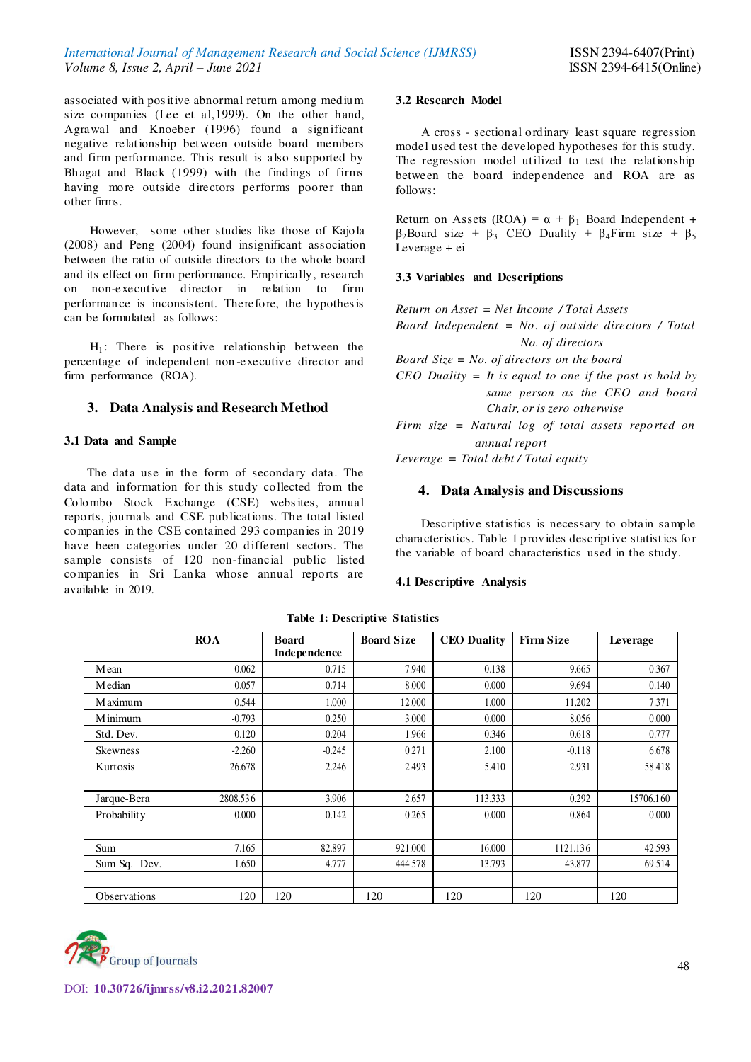associated with positive abnormal return among medium size companies (Lee et al,1999). On the other hand, Agrawal and Knoeber (1996) found a significant negative relationship between outside board members and firm performance. This result is also supported by Bhagat and Black (1999) with the findings of firms having more outside directors performs poorer than other firms.

However, some other studies like those of Kajola (2008) and Peng (2004) found insignificant association between the ratio of outside directors to the whole board and its effect on firm performance. Empirically, research on non-executive director in relation to firm performance is inconsistent. Therefore, the hypothesis can be formulated as follows:

$H_1$: There is positive relationship between the percentage of independent non-executive director and firm performance (ROA).

## 3. Data Analysis and Research Method

### 3.1 Data and Sample

The data use in the form of secondary data. The data and information for this study collected from the Colombo Stock Exchange (CSE) websites, annual reports, journals and CSE publications. The total listed companies in the CSE contained 293 companies in 2019 have been categories under 20 different sectors. The sample consists of 120 non-financial public listed companies in Sri Lanka whose annual reports are available in 2019.

### 3.2 Research Model

A cross - sectional ordinary least square regression model used test the developed hypotheses for this study. The regression model utilized to test the relationship between the board independence and ROA are as follows:

Return on Assets (ROA) = $\alpha$ + $\beta_1$ Board Independent + $\beta_2$Board size + $\beta_3$ CEO Duality + $\beta_4$Firm size + $\beta_5$ Leverage + ei

### 3.3 Variables and Descriptions

*Return on Asset = Net Income / Total Assets*

*Board Independent = No. of outside directors / Total No. of directors*

*Board Size = No. of directors on the board*

*CEO Duality = It is equal to one if the post is hold by same person as the CEO and board Chair, or is zero otherwise*

*Firm size = Natural log of total assets reported on annual report*

*Leverage = Total debt / Total equity*

## 4. Data Analysis and Discussions

Descriptive statistics is necessary to obtain sample characteristics. Table 1 provides descriptive statistics for the variable of board characteristics used in the study.

### 4.1 Descriptive Analysis

**Table 1: Descriptive Statistics**

| | ROA | Board Independence | Board Size | CEO Duality | Firm Size | Leverage |
|---|---|---|---|---|---|---|
| Mean | 0.062 | 0.715 | 7.940 | 0.138 | 9.665 | 0.367 |
| Median | 0.057 | 0.714 | 8.000 | 0.000 | 9.694 | 0.140 |
| Maximum | 0.544 | 1.000 | 12.000 | 1.000 | 11.202 | 7.371 |
| Minimum | -0.793 | 0.250 | 3.000 | 0.000 | 8.056 | 0.000 |
| Std. Dev. | 0.120 | 0.204 | 1.966 | 0.346 | 0.618 | 0.777 |
| Skewness | -2.260 | -0.245 | 0.271 | 2.100 | -0.118 | 6.678 |
| Kurtosis | 26.678 | 2.246 | 2.493 | 5.410 | 2.931 | 58.418 |
| | | | | | | |
| Jarque-Bera | 2808.536 | 3.906 | 2.657 | 113.333 | 0.292 | 15706.160 |
| Probability | 0.000 | 0.142 | 0.265 | 0.000 | 0.864 | 0.000 |
| | | | | | | |
| Sum | 7.165 | 82.897 | 921.000 | 16.000 | 1121.136 | 42.593 |
| Sum Sq. Dev. | 1.650 | 4.777 | 444.578 | 13.793 | 43.877 | 69.514 |
| | | | | | | |
| Observations | 120 | 120 | 120 | 120 | 120 | 120 |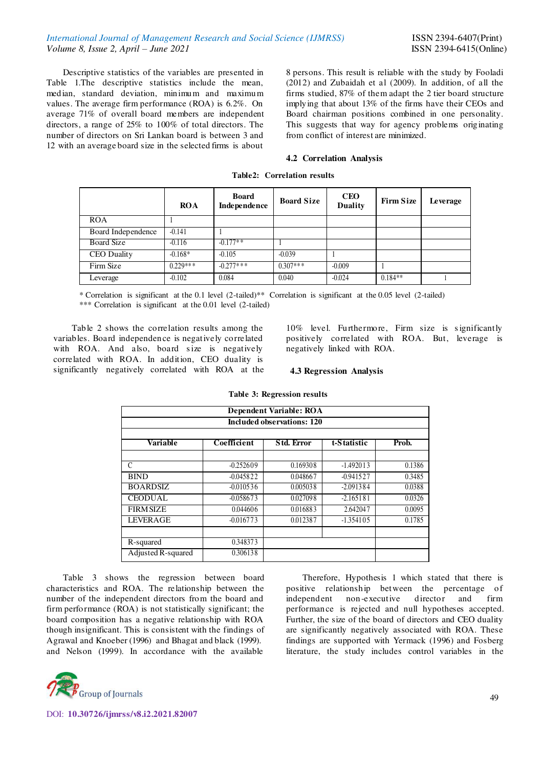Descriptive statistics of the variables are presented in Table 1.The descriptive statistics include the mean, median, standard deviation, minimum and maximum values. The average firm performance (ROA) is 6.2%. On average 71% of overall board members are independent directors, a range of 25% to 100% of total directors. The number of directors on Sri Lankan board is between 3 and 12 with an average board size in the selected firms is about 8 persons. This result is reliable with the study by Fooladi (2012) and Zubaidah et al (2009). In addition, of all the firms studied, 87% of them adapt the 2 tier board structure implying that about 13% of the firms have their CEOs and Board chairman positions combined in one personality. This suggests that way for agency problems originating from conflict of interest are minimized.

### 4.2 Correlation Analysis

**Table2: Correlation results**

| | ROA | Board Independence | Board Size | CEO Duality | Firm Size | Leverage |
|---|---|---|---|---|---|---|
| ROA | 1 | | | | | |
| Board Independence | -0.141 | 1 | | | | |
| Board Size | -0.116 | -0.177** | 1 | | | |
| CEO Duality | -0.168* | -0.105 | -0.039 | 1 | | |
| Firm Size | 0.229*** | -0.277*** | 0.307*** | -0.009 | 1 | |
| Leverage | -0.102 | 0.084 | 0.040 | -0.024 | 0.184** | 1 |

\* Correlation is significant at the 0.1 level (2-tailed)** Correlation is significant at the 0.05 level (2-tailed)
*** Correlation is significant at the 0.01 level (2-tailed)

Table 2 shows the correlation results among the variables. Board independence is negatively correlated with ROA. And also, board size is negatively correlated with ROA. In addition, CEO duality is significantly negatively correlated with ROA at the 10% level. Furthermore, Firm size is significantly positively correlated with ROA. But, leverage is negatively linked with ROA.

### 4.3 Regression Analysis

**Table 3: Regression results**

| Dependent Variable: ROA | | | | |
|---|---|---|---|---|
| Included observations: 120 | | | | |
| **Variable** | **Coefficient** | **Std. Error** | **t-Statistic** | **Prob.** |
| C | -0.252609 | 0.169308 | -1.492013 | 0.1386 |
| BIND | -0.045822 | 0.048667 | -0.941527 | 0.3485 |
| BOARDSIZ | -0.010536 | 0.005038 | -2.091384 | 0.0388 |
| CEODUAL | -0.058673 | 0.027098 | -2.165181 | 0.0326 |
| FIRMSIZE | 0.044606 | 0.016883 | 2.642047 | 0.0095 |
| LEVERAGE | -0.016773 | 0.012387 | -1.354105 | 0.1785 |
| R-squared | 0.348373 | | | |
| Adjusted R-squared | 0.306138 | | | |

Table 3 shows the regression between board characteristics and ROA. The relationship between the number of the independent directors from the board and firm performance (ROA) is not statistically significant; the board composition has a negative relationship with ROA though insignificant. This is consistent with the findings of Agrawal and Knoeber (1996) and Bhagat and black (1999). Therefore, Hypothesis 1 which stated that there is positive relationship between the percentage of independent non-executive director and firm performance is rejected and null hypotheses accepted. Further, the size of the board of directors and CEO duality are significantly negatively associated with ROA. These findings are supported with Yermack (1996) and Fosberg and Nelson (1999). In accordance with the available literature, the study includes control variables in the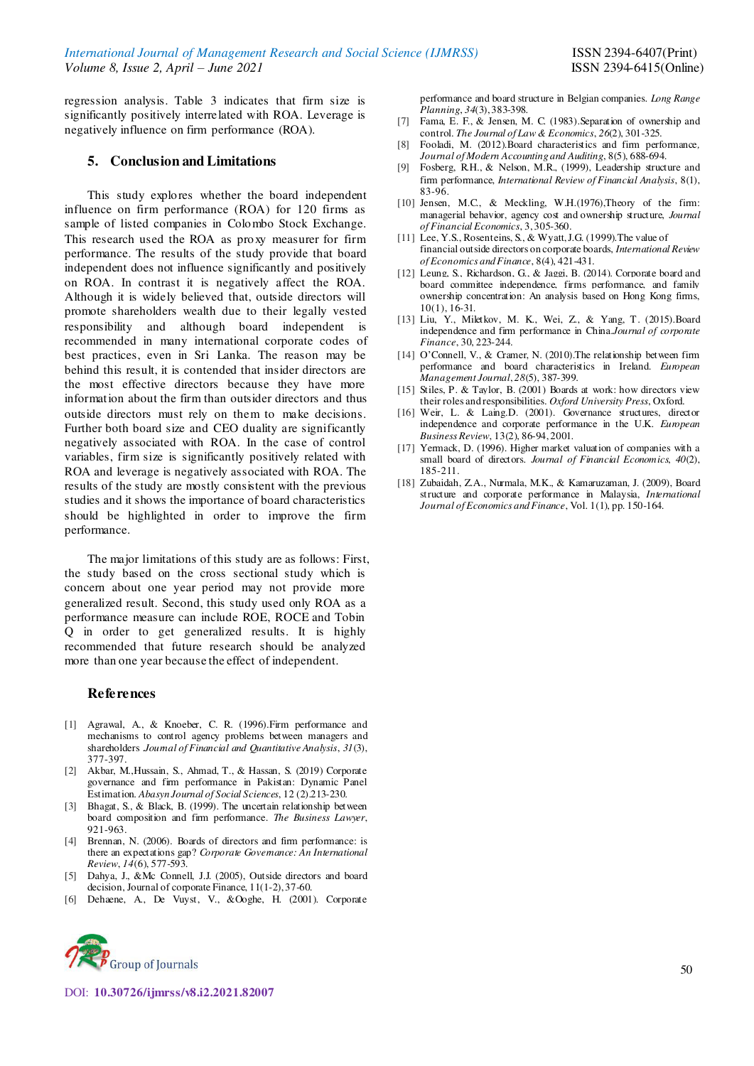regression analysis. Table 3 indicates that firm size is significantly positively interrelated with ROA. Leverage is negatively influence on firm performance (ROA).

## 5. Conclusion and Limitations

This study explores whether the board independent influence on firm performance (ROA) for 120 firms as sample of listed companies in Colombo Stock Exchange. This research used the ROA as proxy measurer for firm performance. The results of the study provide that board independent does not influence significantly and positively on ROA. In contrast it is negatively affect the ROA. Although it is widely believed that, outside directors will promote shareholders wealth due to their legally vested responsibility and although board independent is recommended in many international corporate codes of best practices, even in Sri Lanka. The reason may be behind this result, it is contended that insider directors are the most effective directors because they have more information about the firm than outsider directors and thus outside directors must rely on them to make decisions. Further both board size and CEO duality are significantly negatively associated with ROA. In the case of control variables, firm size is significantly positively related with ROA and leverage is negatively associated with ROA. The results of the study are mostly consistent with the previous studies and it shows the importance of board characteristics should be highlighted in order to improve the firm performance.

The major limitations of this study are as follows: First, the study based on the cross sectional study which is concern about one year period may not provide more generalized result. Second, this study used only ROA as a performance measure can include ROE, ROCE and Tobin Q in order to get generalized results. It is highly recommended that future research should be analyzed more than one year because the effect of independent.

## References

[1] Agrawal, A., & Knoeber, C. R. (1996).Firm performance and mechanisms to control agency problems between managers and shareholders. *Journal of Financial and Quantitative Analysis*, *31*(3), 377-397.

[2] Akbar, M.,Hussain, S., Ahmad, T., & Hassan, S. (2019) Corporate governance and firm performance in Pakistan: Dynamic Panel Estimation. *Abasyn Journal of Social Sciences*, 12 (2).213-230.

[3] Bhagat, S., & Black, B. (1999). The uncertain relationship between board composition and firm performance. *The Business Lawyer*, 921-963.

[4] Brennan, N. (2006). Boards of directors and firm performance: is there an expectations gap? *Corporate Governance: An International Review*, *14*(6), 577-593.

[5] Dahya, J., &Mc Connell, J.J. (2005), Outside directors and board decision, Journal of corporate Finance, 11(1-2), 37-60.

[6] Dehaene, A., De Vuyst, V., &Ooghe, H. (2001). Corporate performance and board structure in Belgian companies. *Long Range Planning*, *34*(3), 383-398.

[7] Fama, E. F., & Jensen, M. C. (1983).Separation of ownership and control. *The Journal of Law & Economics*, *26*(2), 301-325.

[8] Fooladi, M. (2012).Board characteristics and firm performance, *Journal of Modern Accounting and Auditing*, 8(5), 688-694.

[9] Fosberg, R.H., & Nelson, M.R., (1999), Leadership structure and firm performance, *International Review of Financial Analysis*, 8(1), 83-96.

[10] Jensen, M.C., & Meckling, W.H.(1976),Theory of the firm: managerial behavior, agency cost and ownership structure, *Journal of Financial Economics*, 3, 305-360.

[11] Lee, Y.S., Rosenteins, S., & Wyatt, J.G. (1999).The value of financial outside directors on corporate boards, *International Review of Economics and Finance*, 8(4), 421-431.

[12] Leung, S., Richardson, G., & Jaggi, B. (2014). Corporate board and board committee independence, firms performance, and family ownership concentration: An analysis based on Hong Kong firms, 10(1), 16-31.

[13] Liu, Y., Miletkov, M. K., Wei, Z., & Yang, T. (2015).Board independence and firm performance in China.*Journal of corporate Finance*, 30, 223-244.

[14] O'Connell, V., & Cramer, N. (2010).The relationship between firm performance and board characteristics in Ireland. *European Management Journal*, *28*(5), 387-399.

[15] Stiles, P. & Taylor, B. (2001) Boards at work: how directors view their roles and responsibilities. *Oxford University Press*, Oxford.

[16] Weir, L. & Laing.D. (2001). Governance structures, director independence and corporate performance in the U.K. *European Business Review*, 13(2), 86-94, 2001.

[17] Yermack, D. (1996). Higher market valuation of companies with a small board of directors. *Journal of Financial Economics*, *40*(2), 185-211.

[18] Zubaidah, Z.A., Nurmala, M.K., & Kamaruzaman, J. (2009), Board structure and corporate performance in Malaysia, *International Journal of Economics and Finance*, Vol. 1(1), pp. 150-164.